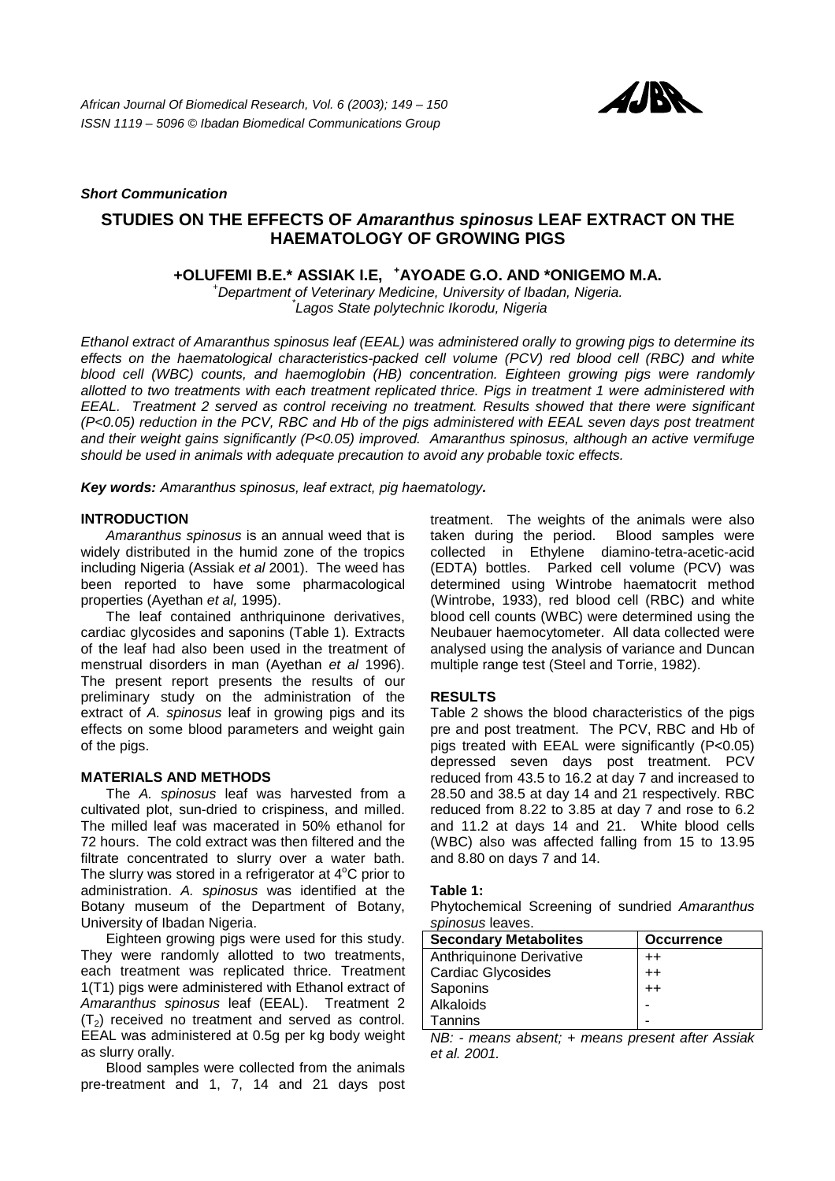*Short Communication*

# STUDIES ON THE EFFECTS OF *Amaranthus spinosus* LEAF EXTRACT ON THE HAEMATOLOGY OF GROWING PIGS

**+OLUFEMI B.E.\* ASSIAK I.E, [+]AYOADE G.O. AND \*ONIGEMO M.A.**

[+]*Department of Veterinary Medicine, University of Ibadan, Nigeria.*
[*]*Lagos State polytechnic Ikorodu, Nigeria*

*Ethanol extract of Amaranthus spinosus leaf (EEAL) was administered orally to growing pigs to determine its effects on the haematological characteristics-packed cell volume (PCV) red blood cell (RBC) and white blood cell (WBC) counts, and haemoglobin (HB) concentration. Eighteen growing pigs were randomly allotted to two treatments with each treatment replicated thrice. Pigs in treatment 1 were administered with EEAL. Treatment 2 served as control receiving no treatment. Results showed that there were significant (P<0.05) reduction in the PCV, RBC and Hb of the pigs administered with EEAL seven days post treatment and their weight gains significantly (P<0.05) improved. Amaranthus spinosus, although an active vermifuge should be used in animals with adequate precaution to avoid any probable toxic effects.*

***Key words:*** *Amaranthus spinosus, leaf extract, pig haematology.*

## INTRODUCTION

*Amaranthus spinosus* is an annual weed that is widely distributed in the humid zone of the tropics including Nigeria (Assiak *et al* 2001). The weed has been reported to have some pharmacological properties (Ayethan *et al,* 1995).

The leaf contained anthriquinone derivatives, cardiac glycosides and saponins (Table 1). Extracts of the leaf had also been used in the treatment of menstrual disorders in man (Ayethan *et al* 1996). The present report presents the results of our preliminary study on the administration of the extract of *A. spinosus* leaf in growing pigs and its effects on some blood parameters and weight gain of the pigs.

## MATERIALS AND METHODS

The *A. spinosus* leaf was harvested from a cultivated plot, sun-dried to crispiness, and milled. The milled leaf was macerated in 50% ethanol for 72 hours. The cold extract was then filtered and the filtrate concentrated to slurry over a water bath. The slurry was stored in a refrigerator at 4°C prior to administration. *A. spinosus* was identified at the Botany museum of the Department of Botany, University of Ibadan Nigeria.

Eighteen growing pigs were used for this study. They were randomly allotted to two treatments, each treatment was replicated thrice. Treatment 1(T1) pigs were administered with Ethanol extract of *Amaranthus spinosus* leaf (EEAL). Treatment 2 ($T_2$) received no treatment and served as control. EEAL was administered at 0.5g per kg body weight as slurry orally.

Blood samples were collected from the animals pre-treatment and 1, 7, 14 and 21 days post treatment. The weights of the animals were also taken during the period. Blood samples were collected in Ethylene diamino-tetra-acetic-acid (EDTA) bottles. Parked cell volume (PCV) was determined using Wintrobe haematocrit method (Wintrobe, 1933), red blood cell (RBC) and white blood cell counts (WBC) were determined using the Neubauer haemocytometer. All data collected were analysed using the analysis of variance and Duncan multiple range test (Steel and Torrie, 1982).

## RESULTS

Table 2 shows the blood characteristics of the pigs pre and post treatment. The PCV, RBC and Hb of pigs treated with EEAL were significantly (P<0.05) depressed seven days post treatment. PCV reduced from 43.5 to 16.2 at day 7 and increased to 28.50 and 38.5 at day 14 and 21 respectively. RBC reduced from 8.22 to 3.85 at day 7 and rose to 6.2 and 11.2 at days 14 and 21. White blood cells (WBC) also was affected falling from 15 to 13.95 and 8.80 on days 7 and 14.

**Table 1:**
Phytochemical Screening of sundried *Amaranthus spinosus* leaves.

| Secondary Metabolites | Occurrence |
|---|---|
| Anthriquinone Derivative | ++ |
| Cardiac Glycosides | ++ |
| Saponins | ++ |
| Alkaloids | - |
| Tannins | - |

*NB: - means absent; + means present after Assiak et al. 2001.*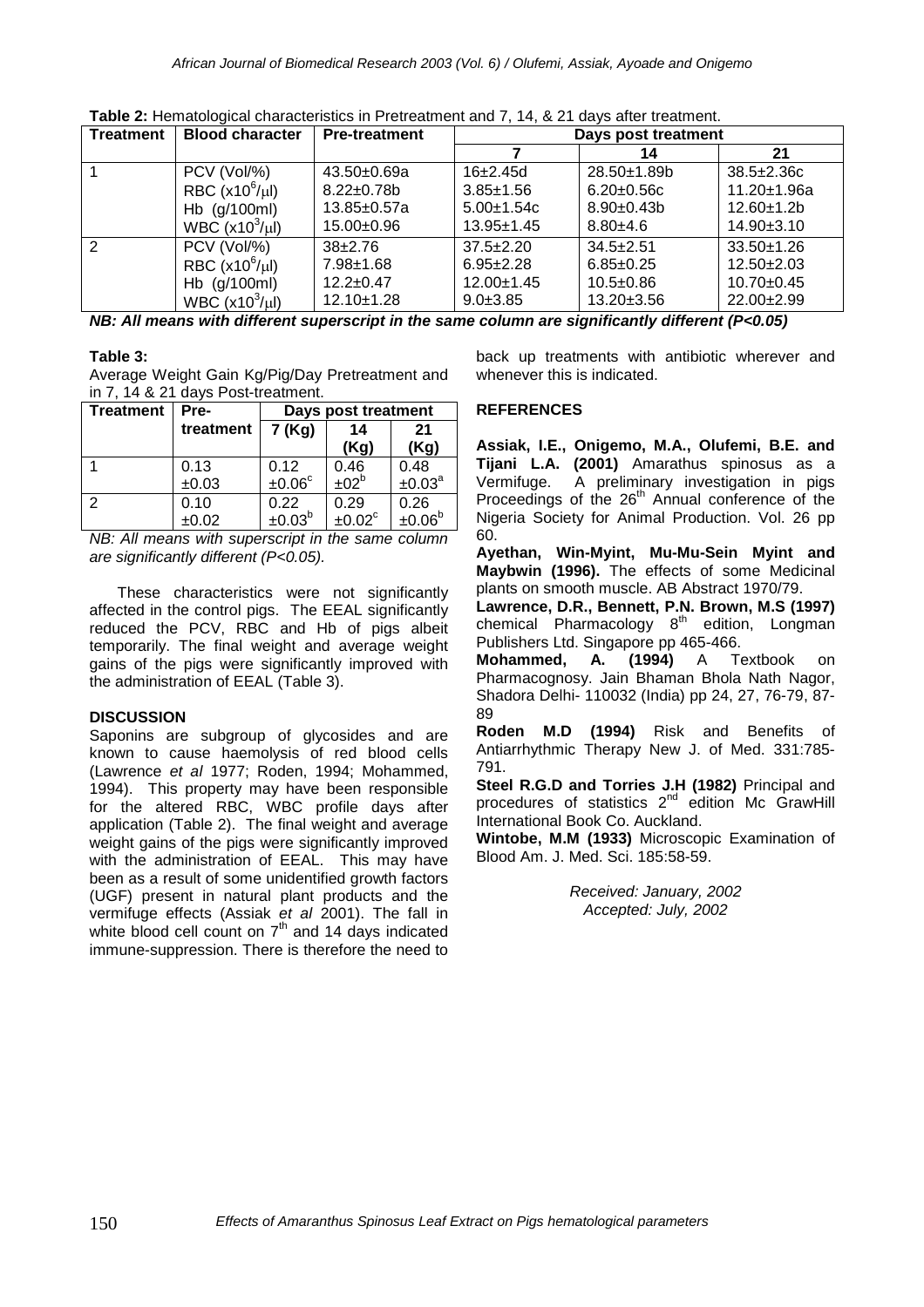**Table 2:** Hematological characteristics in Pretreatment and 7, 14, & 21 days after treatment.

| Treatment | Blood character | Pre-treatment | Days post treatment | | |
|---|---|---|---|---|---|
| | | | 7 | 14 | 21 |
| 1 | PCV (Vol/%) | 43.50±0.69a | 16±2.45d | 28.50±1.89b | 38.5±2.36c |
| | RBC ($x10^6/\mu l$) | 8.22±0.78b | 3.85±1.56 | 6.20±0.56c | 11.20±1.96a |
| | Hb (g/100ml) | 13.85±0.57a | 5.00±1.54c | 8.90±0.43b | 12.60±1.2b |
| | WBC ($x10^3/\mu l$) | 15.00±0.96 | 13.95±1.45 | 8.80±4.6 | 14.90±3.10 |
| 2 | PCV (Vol/%) | 38±2.76 | 37.5±2.20 | 34.5±2.51 | 33.50±1.26 |
| | RBC ($x10^6/\mu l$) | 7.98±1.68 | 6.95±2.28 | 6.85±0.25 | 12.50±2.03 |
| | Hb (g/100ml) | 12.2±0.47 | 12.00±1.45 | 10.5±0.86 | 10.70±0.45 |
| | WBC ($x10^3/\mu l$) | 12.10±1.28 | 9.0±3.85 | 13.20±3.56 | 22.00±2.99 |

***NB: All means with different superscript in the same column are significantly different (P<0.05)***

**Table 3:**
Average Weight Gain Kg/Pig/Day Pretreatment and in 7, 14 & 21 days Post-treatment.

| Treatment | Pre-treatment | Days post treatment | | |
|---|---|---|---|---|
| | | 7 (Kg) | 14 (Kg) | 21 (Kg) |
| 1 | 0.13 ±0.03 | 0.12 ±0.06[c] | 0.46 ±02[b] | 0.48 ±0.03[a] |
| 2 | 0.10 ±0.02 | 0.22 ±0.03[b] | 0.29 ±0.02[c] | 0.26 ±0.06[b] |

*NB: All means with superscript in the same column are significantly different (P<0.05).*

These characteristics were not significantly affected in the control pigs. The EEAL significantly reduced the PCV, RBC and Hb of pigs albeit temporarily. The final weight and average weight gains of the pigs were significantly improved with the administration of EEAL (Table 3).

## DISCUSSION

Saponins are subgroup of glycosides and are known to cause haemolysis of red blood cells (Lawrence *et al* 1977; Roden, 1994; Mohammed, 1994). This property may have been responsible for the altered RBC, WBC profile days after application (Table 2). The final weight and average weight gains of the pigs were significantly improved with the administration of EEAL. This may have been as a result of some unidentified growth factors (UGF) present in natural plant products and the vermifuge effects (Assiak *et al* 2001). The fall in white blood cell count on 7[th] and 14 days indicated immune-suppression. There is therefore the need to back up treatments with antibiotic wherever and whenever this is indicated.

## REFERENCES

**Assiak, I.E., Onigemo, M.A., Olufemi, B.E. and Tijani L.A. (2001)** Amarathus spinosus as a Vermifuge. A preliminary investigation in pigs Proceedings of the 26[th] Annual conference of the Nigeria Society for Animal Production. Vol. 26 pp 60.

**Ayethan, Win-Myint, Mu-Mu-Sein Myint and Maybwin (1996).** The effects of some Medicinal plants on smooth muscle. AB Abstract 1970/79.

**Lawrence, D.R., Bennett, P.N. Brown, M.S (1997)** chemical Pharmacology 8[th] edition, Longman Publishers Ltd. Singapore pp 465-466.

**Mohammed, A. (1994)** A Textbook on Pharmacognosy. Jain Bhaman Bhola Nath Nagor, Shadora Delhi- 110032 (India) pp 24, 27, 76-79, 87-89

**Roden M.D (1994)** Risk and Benefits of Antiarrhythmic Therapy New J. of Med. 331:785-791.

**Steel R.G.D and Torries J.H (1982)** Principal and procedures of statistics 2[nd] edition Mc GrawHill International Book Co. Auckland.

**Wintobe, M.M (1933)** Microscopic Examination of Blood Am. J. Med. Sci. 185:58-59.

*Received: January, 2002*
*Accepted: July, 2002*